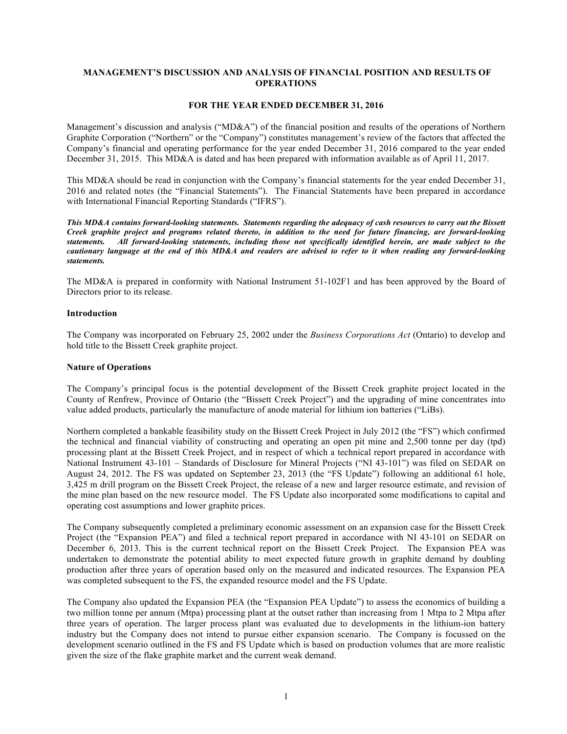# MANAGEMENT'S DISCUSSION AND ANALYSIS OF FINANCIAL POSITION AND RESULTS OF OPERATIONS

## FOR THE YEAR ENDED DECEMBER 31, 2016

Management's discussion and analysis ("MD&A") of the financial position and results of the operations of Northern Graphite Corporation ("Northern" or the "Company") constitutes management's review of the factors that affected the Company's financial and operating performance for the year ended December 31, 2016 compared to the year ended December 31, 2015. This MD&A is dated and has been prepared with information available as of April 11, 2017.

This MD&A should be read in conjunction with the Company's financial statements for the year ended December 31, 2016 and related notes (the "Financial Statements"). The Financial Statements have been prepared in accordance with International Financial Reporting Standards ("IFRS").

***This MD&A contains forward-looking statements. Statements regarding the adequacy of cash resources to carry out the Bissett Creek graphite project and programs related thereto, in addition to the need for future financing, are forward-looking statements. All forward-looking statements, including those not specifically identified herein, are made subject to the cautionary language at the end of this MD&A and readers are advised to refer to it when reading any forward-looking statements.***

The MD&A is prepared in conformity with National Instrument 51-102F1 and has been approved by the Board of Directors prior to its release.

### Introduction

The Company was incorporated on February 25, 2002 under the *Business Corporations Act* (Ontario) to develop and hold title to the Bissett Creek graphite project.

### Nature of Operations

The Company's principal focus is the potential development of the Bissett Creek graphite project located in the County of Renfrew, Province of Ontario (the "Bissett Creek Project") and the upgrading of mine concentrates into value added products, particularly the manufacture of anode material for lithium ion batteries ("LiBs).

Northern completed a bankable feasibility study on the Bissett Creek Project in July 2012 (the "FS") which confirmed the technical and financial viability of constructing and operating an open pit mine and 2,500 tonne per day (tpd) processing plant at the Bissett Creek Project, and in respect of which a technical report prepared in accordance with National Instrument 43-101 – Standards of Disclosure for Mineral Projects ("NI 43-101") was filed on SEDAR on August 24, 2012. The FS was updated on September 23, 2013 (the "FS Update") following an additional 61 hole, 3,425 m drill program on the Bissett Creek Project, the release of a new and larger resource estimate, and revision of the mine plan based on the new resource model. The FS Update also incorporated some modifications to capital and operating cost assumptions and lower graphite prices.

The Company subsequently completed a preliminary economic assessment on an expansion case for the Bissett Creek Project (the "Expansion PEA") and filed a technical report prepared in accordance with NI 43-101 on SEDAR on December 6, 2013. This is the current technical report on the Bissett Creek Project. The Expansion PEA was undertaken to demonstrate the potential ability to meet expected future growth in graphite demand by doubling production after three years of operation based only on the measured and indicated resources. The Expansion PEA was completed subsequent to the FS, the expanded resource model and the FS Update.

The Company also updated the Expansion PEA (the "Expansion PEA Update") to assess the economics of building a two million tonne per annum (Mtpa) processing plant at the outset rather than increasing from 1 Mtpa to 2 Mtpa after three years of operation. The larger process plant was evaluated due to developments in the lithium-ion battery industry but the Company does not intend to pursue either expansion scenario. The Company is focussed on the development scenario outlined in the FS and FS Update which is based on production volumes that are more realistic given the size of the flake graphite market and the current weak demand.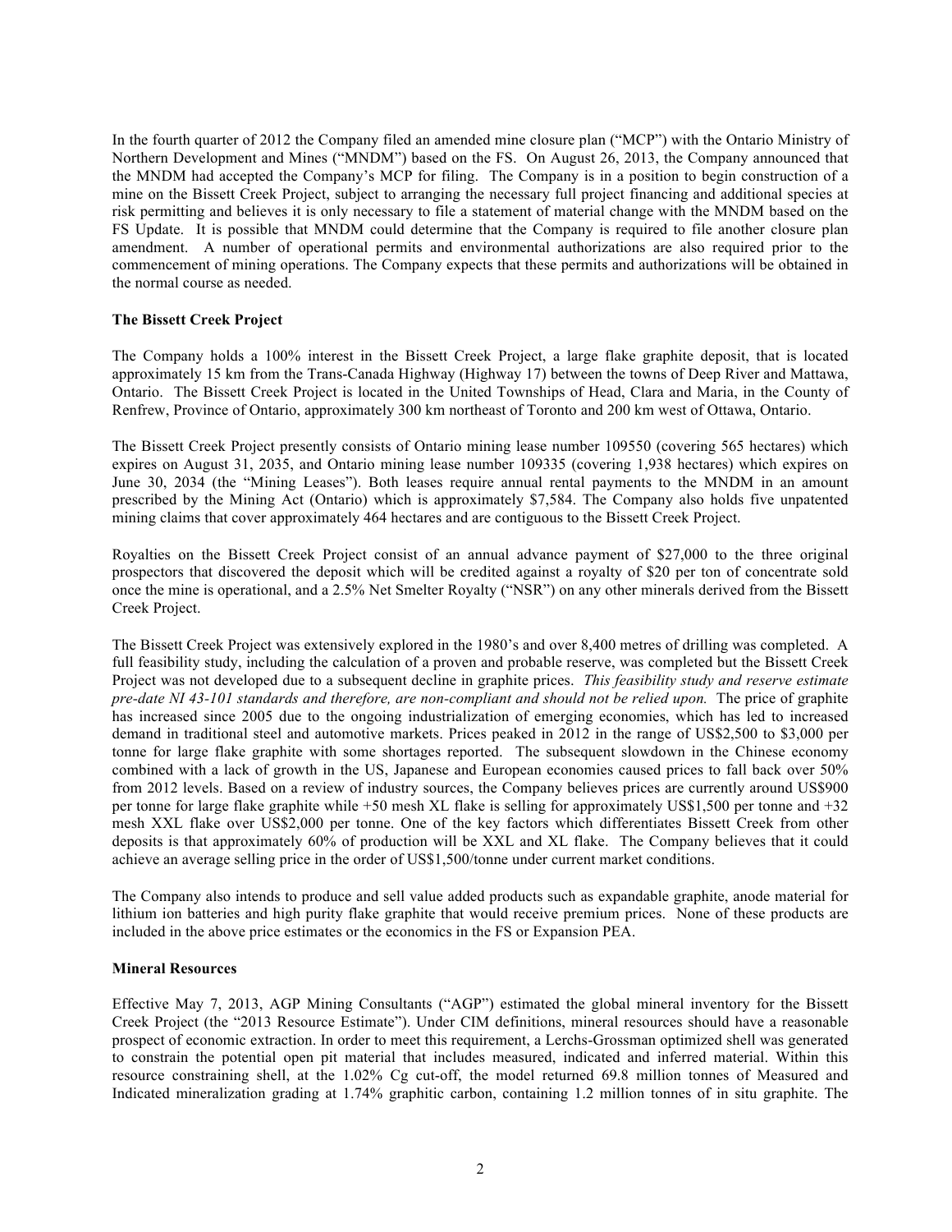In the fourth quarter of 2012 the Company filed an amended mine closure plan ("MCP") with the Ontario Ministry of Northern Development and Mines ("MNDM") based on the FS. On August 26, 2013, the Company announced that the MNDM had accepted the Company's MCP for filing. The Company is in a position to begin construction of a mine on the Bissett Creek Project, subject to arranging the necessary full project financing and additional species at risk permitting and believes it is only necessary to file a statement of material change with the MNDM based on the FS Update. It is possible that MNDM could determine that the Company is required to file another closure plan amendment. A number of operational permits and environmental authorizations are also required prior to the commencement of mining operations. The Company expects that these permits and authorizations will be obtained in the normal course as needed.

**The Bissett Creek Project**

The Company holds a 100% interest in the Bissett Creek Project, a large flake graphite deposit, that is located approximately 15 km from the Trans-Canada Highway (Highway 17) between the towns of Deep River and Mattawa, Ontario. The Bissett Creek Project is located in the United Townships of Head, Clara and Maria, in the County of Renfrew, Province of Ontario, approximately 300 km northeast of Toronto and 200 km west of Ottawa, Ontario.

The Bissett Creek Project presently consists of Ontario mining lease number 109550 (covering 565 hectares) which expires on August 31, 2035, and Ontario mining lease number 109335 (covering 1,938 hectares) which expires on June 30, 2034 (the "Mining Leases"). Both leases require annual rental payments to the MNDM in an amount prescribed by the Mining Act (Ontario) which is approximately $7,584. The Company also holds five unpatented mining claims that cover approximately 464 hectares and are contiguous to the Bissett Creek Project.

Royalties on the Bissett Creek Project consist of an annual advance payment of $27,000 to the three original prospectors that discovered the deposit which will be credited against a royalty of $20 per ton of concentrate sold once the mine is operational, and a 2.5% Net Smelter Royalty ("NSR") on any other minerals derived from the Bissett Creek Project.

The Bissett Creek Project was extensively explored in the 1980's and over 8,400 metres of drilling was completed. A full feasibility study, including the calculation of a proven and probable reserve, was completed but the Bissett Creek Project was not developed due to a subsequent decline in graphite prices. *This feasibility study and reserve estimate pre-date NI 43-101 standards and therefore, are non-compliant and should not be relied upon.* The price of graphite has increased since 2005 due to the ongoing industrialization of emerging economies, which has led to increased demand in traditional steel and automotive markets. Prices peaked in 2012 in the range of US$2,500 to $3,000 per tonne for large flake graphite with some shortages reported. The subsequent slowdown in the Chinese economy combined with a lack of growth in the US, Japanese and European economies caused prices to fall back over 50% from 2012 levels. Based on a review of industry sources, the Company believes prices are currently around US$900 per tonne for large flake graphite while +50 mesh XL flake is selling for approximately US$1,500 per tonne and +32 mesh XXL flake over US$2,000 per tonne. One of the key factors which differentiates Bissett Creek from other deposits is that approximately 60% of production will be XXL and XL flake. The Company believes that it could achieve an average selling price in the order of US$1,500/tonne under current market conditions.

The Company also intends to produce and sell value added products such as expandable graphite, anode material for lithium ion batteries and high purity flake graphite that would receive premium prices. None of these products are included in the above price estimates or the economics in the FS or Expansion PEA.

**Mineral Resources**

Effective May 7, 2013, AGP Mining Consultants ("AGP") estimated the global mineral inventory for the Bissett Creek Project (the "2013 Resource Estimate"). Under CIM definitions, mineral resources should have a reasonable prospect of economic extraction. In order to meet this requirement, a Lerchs-Grossman optimized shell was generated to constrain the potential open pit material that includes measured, indicated and inferred material. Within this resource constraining shell, at the 1.02% Cg cut-off, the model returned 69.8 million tonnes of Measured and Indicated mineralization grading at 1.74% graphitic carbon, containing 1.2 million tonnes of in situ graphite. The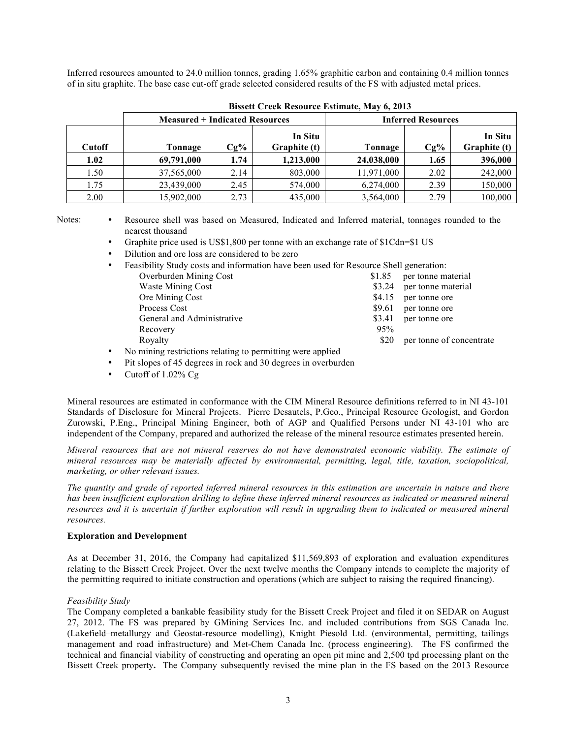Inferred resources amounted to 24.0 million tonnes, grading 1.65% graphitic carbon and containing 0.4 million tonnes of in situ graphite. The base case cut-off grade selected considered results of the FS with adjusted metal prices.

**Bissett Creek Resource Estimate, May 6, 2013**

| | Measured + Indicated Resources | | | Inferred Resources | | |
|---|---|---|---|---|---|---|
| **Cutoff** | **Tonnage** | **Cg%** | **In Situ Graphite (t)** | **Tonnage** | **Cg%** | **In Situ Graphite (t)** |
| **1.02** | **69,791,000** | **1.74** | **1,213,000** | **24,038,000** | **1.65** | **396,000** |
| 1.50 | 37,565,000 | 2.14 | 803,000 | 11,971,000 | 2.02 | 242,000 |
| 1.75 | 23,439,000 | 2.45 | 574,000 | 6,274,000 | 2.39 | 150,000 |
| 2.00 | 15,902,000 | 2.73 | 435,000 | 3,564,000 | 2.79 | 100,000 |

Notes:

- Resource shell was based on Measured, Indicated and Inferred material, tonnages rounded to the nearest thousand
- Graphite price used is US$1,800 per tonne with an exchange rate of $1Cdn=$1 US
- Dilution and ore loss are considered to be zero
- Feasibility Study costs and information have been used for Resource Shell generation:

| | | |
|---|---|---|
| Overburden Mining Cost | $1.85 | per tonne material |
| Waste Mining Cost | $3.24 | per tonne material |
| Ore Mining Cost | $4.15 | per tonne ore |
| Process Cost | $9.61 | per tonne ore |
| General and Administrative | $3.41 | per tonne ore |
| Recovery | 95% | |
| Royalty | $20 | per tonne of concentrate |

- No mining restrictions relating to permitting were applied
- Pit slopes of 45 degrees in rock and 30 degrees in overburden
- Cutoff of 1.02% Cg

Mineral resources are estimated in conformance with the CIM Mineral Resource definitions referred to in NI 43-101 Standards of Disclosure for Mineral Projects. Pierre Desautels, P.Geo., Principal Resource Geologist, and Gordon Zurowski, P.Eng., Principal Mining Engineer, both of AGP and Qualified Persons under NI 43-101 who are independent of the Company, prepared and authorized the release of the mineral resource estimates presented herein.

*Mineral resources that are not mineral reserves do not have demonstrated economic viability. The estimate of mineral resources may be materially affected by environmental, permitting, legal, title, taxation, sociopolitical, marketing, or other relevant issues.*

*The quantity and grade of reported inferred mineral resources in this estimation are uncertain in nature and there has been insufficient exploration drilling to define these inferred mineral resources as indicated or measured mineral resources and it is uncertain if further exploration will result in upgrading them to indicated or measured mineral resources.*

**Exploration and Development**

As at December 31, 2016, the Company had capitalized $11,569,893 of exploration and evaluation expenditures relating to the Bissett Creek Project. Over the next twelve months the Company intends to complete the majority of the permitting required to initiate construction and operations (which are subject to raising the required financing).

*Feasibility Study*

The Company completed a bankable feasibility study for the Bissett Creek Project and filed it on SEDAR on August 27, 2012. The FS was prepared by GMining Services Inc. and included contributions from SGS Canada Inc. (Lakefield–metallurgy and Geostat-resource modelling), Knight Piesold Ltd. (environmental, permitting, tailings management and road infrastructure) and Met-Chem Canada Inc. (process engineering). The FS confirmed the technical and financial viability of constructing and operating an open pit mine and 2,500 tpd processing plant on the Bissett Creek property**.** The Company subsequently revised the mine plan in the FS based on the 2013 Resource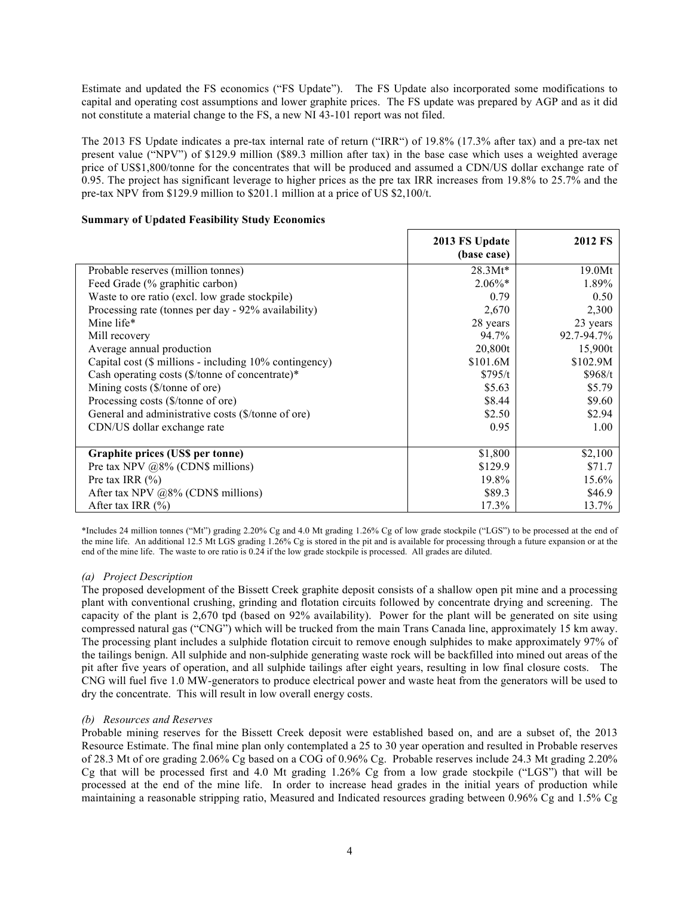Estimate and updated the FS economics ("FS Update"). The FS Update also incorporated some modifications to capital and operating cost assumptions and lower graphite prices. The FS update was prepared by AGP and as it did not constitute a material change to the FS, a new NI 43-101 report was not filed.

The 2013 FS Update indicates a pre-tax internal rate of return ("IRR") of 19.8% (17.3% after tax) and a pre-tax net present value ("NPV") of $129.9 million ($89.3 million after tax) in the base case which uses a weighted average price of US$1,800/tonne for the concentrates that will be produced and assumed a CDN/US dollar exchange rate of 0.95. The project has significant leverage to higher prices as the pre tax IRR increases from 19.8% to 25.7% and the pre-tax NPV from $129.9 million to $201.1 million at a price of US $2,100/t.

**Summary of Updated Feasibility Study Economics**

| | 2013 FS Update (base case) | 2012 FS |
|---|---|---|
| Probable reserves (million tonnes) | 28.3Mt* | 19.0Mt |
| Feed Grade (% graphitic carbon) | 2.06%* | 1.89% |
| Waste to ore ratio (excl. low grade stockpile) | 0.79 | 0.50 |
| Processing rate (tonnes per day - 92% availability) | 2,670 | 2,300 |
| Mine life* | 28 years | 23 years |
| Mill recovery | 94.7% | 92.7-94.7% |
| Average annual production | 20,800t | 15,900t |
| Capital cost ($ millions - including 10% contingency) | $101.6M | $102.9M |
| Cash operating costs ($/tonne of concentrate)* | $795/t | $968/t |
| Mining costs ($/tonne of ore) | $5.63 | $5.79 |
| Processing costs ($/tonne of ore) | $8.44 | $9.60 |
| General and administrative costs ($/tonne of ore) | $2.50 | $2.94 |
| CDN/US dollar exchange rate | 0.95 | 1.00 |
| | | |
| **Graphite prices (US$ per tonne)** | $1,800 | $2,100 |
| Pre tax NPV @8% (CDN$ millions) | $129.9 | $71.7 |
| Pre tax IRR (%) | 19.8% | 15.6% |
| After tax NPV @8% (CDN$ millions) | $89.3 | $46.9 |
| After tax IRR (%) | 17.3% | 13.7% |

*Includes 24 million tonnes ("Mt") grading 2.20% Cg and 4.0 Mt grading 1.26% Cg of low grade stockpile ("LGS") to be processed at the end of the mine life. An additional 12.5 Mt LGS grading 1.26% Cg is stored in the pit and is available for processing through a future expansion or at the end of the mine life. The waste to ore ratio is 0.24 if the low grade stockpile is processed. All grades are diluted.

*(a) Project Description*

The proposed development of the Bissett Creek graphite deposit consists of a shallow open pit mine and a processing plant with conventional crushing, grinding and flotation circuits followed by concentrate drying and screening. The capacity of the plant is 2,670 tpd (based on 92% availability). Power for the plant will be generated on site using compressed natural gas ("CNG") which will be trucked from the main Trans Canada line, approximately 15 km away. The processing plant includes a sulphide flotation circuit to remove enough sulphides to make approximately 97% of the tailings benign. All sulphide and non-sulphide generating waste rock will be backfilled into mined out areas of the pit after five years of operation, and all sulphide tailings after eight years, resulting in low final closure costs. The CNG will fuel five 1.0 MW-generators to produce electrical power and waste heat from the generators will be used to dry the concentrate. This will result in low overall energy costs.

*(b) Resources and Reserves*

Probable mining reserves for the Bissett Creek deposit were established based on, and are a subset of, the 2013 Resource Estimate. The final mine plan only contemplated a 25 to 30 year operation and resulted in Probable reserves of 28.3 Mt of ore grading 2.06% Cg based on a COG of 0.96% Cg. Probable reserves include 24.3 Mt grading 2.20% Cg that will be processed first and 4.0 Mt grading 1.26% Cg from a low grade stockpile ("LGS") that will be processed at the end of the mine life. In order to increase head grades in the initial years of production while maintaining a reasonable stripping ratio, Measured and Indicated resources grading between 0.96% Cg and 1.5% Cg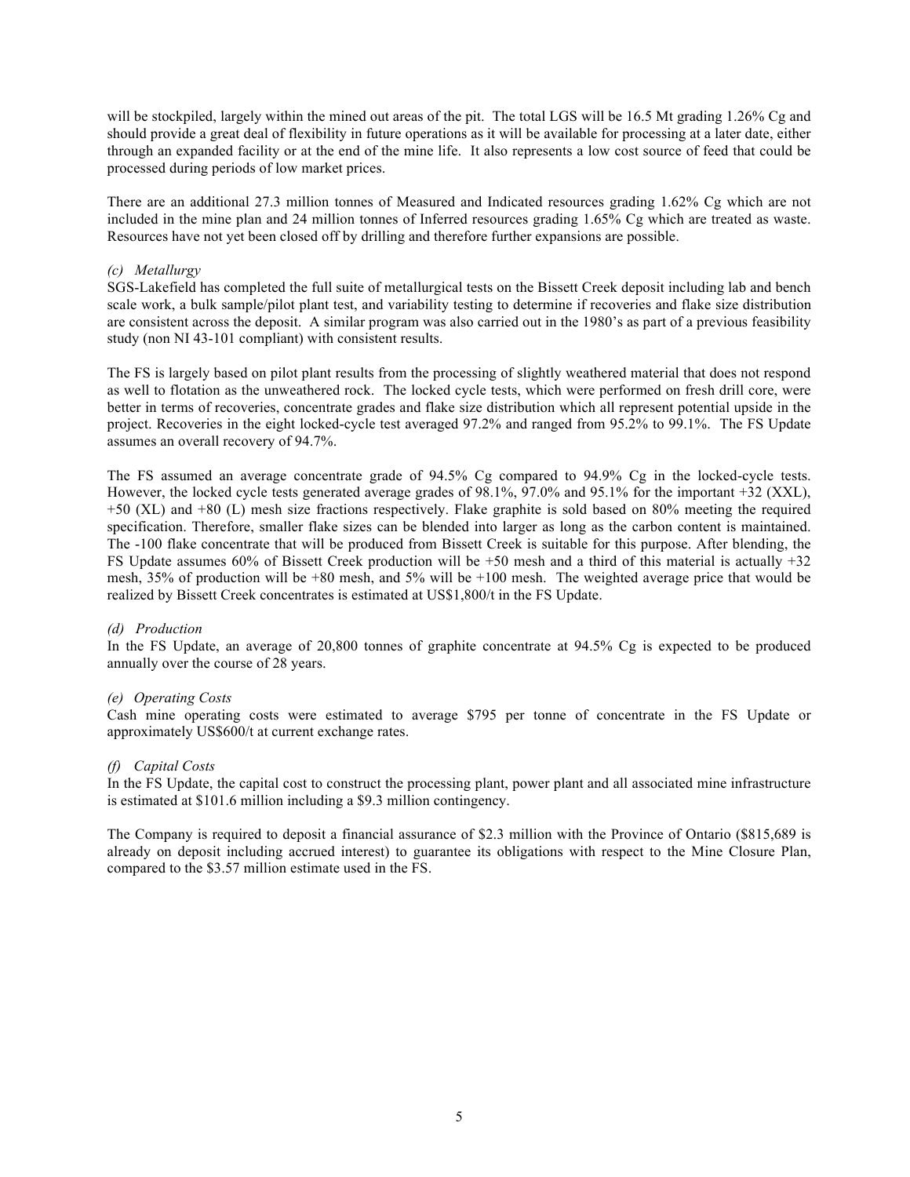will be stockpiled, largely within the mined out areas of the pit. The total LGS will be 16.5 Mt grading 1.26% Cg and should provide a great deal of flexibility in future operations as it will be available for processing at a later date, either through an expanded facility or at the end of the mine life. It also represents a low cost source of feed that could be processed during periods of low market prices.

There are an additional 27.3 million tonnes of Measured and Indicated resources grading 1.62% Cg which are not included in the mine plan and 24 million tonnes of Inferred resources grading 1.65% Cg which are treated as waste. Resources have not yet been closed off by drilling and therefore further expansions are possible.

*(c) Metallurgy*

SGS-Lakefield has completed the full suite of metallurgical tests on the Bissett Creek deposit including lab and bench scale work, a bulk sample/pilot plant test, and variability testing to determine if recoveries and flake size distribution are consistent across the deposit. A similar program was also carried out in the 1980's as part of a previous feasibility study (non NI 43-101 compliant) with consistent results.

The FS is largely based on pilot plant results from the processing of slightly weathered material that does not respond as well to flotation as the unweathered rock. The locked cycle tests, which were performed on fresh drill core, were better in terms of recoveries, concentrate grades and flake size distribution which all represent potential upside in the project. Recoveries in the eight locked-cycle test averaged 97.2% and ranged from 95.2% to 99.1%. The FS Update assumes an overall recovery of 94.7%.

The FS assumed an average concentrate grade of 94.5% Cg compared to 94.9% Cg in the locked-cycle tests. However, the locked cycle tests generated average grades of 98.1%, 97.0% and 95.1% for the important +32 (XXL), +50 (XL) and +80 (L) mesh size fractions respectively. Flake graphite is sold based on 80% meeting the required specification. Therefore, smaller flake sizes can be blended into larger as long as the carbon content is maintained. The -100 flake concentrate that will be produced from Bissett Creek is suitable for this purpose. After blending, the FS Update assumes 60% of Bissett Creek production will be +50 mesh and a third of this material is actually +32 mesh, 35% of production will be +80 mesh, and 5% will be +100 mesh. The weighted average price that would be realized by Bissett Creek concentrates is estimated at US$1,800/t in the FS Update.

*(d) Production*

In the FS Update, an average of 20,800 tonnes of graphite concentrate at 94.5% Cg is expected to be produced annually over the course of 28 years.

*(e) Operating Costs*

Cash mine operating costs were estimated to average $795 per tonne of concentrate in the FS Update or approximately US$600/t at current exchange rates.

*(f) Capital Costs*

In the FS Update, the capital cost to construct the processing plant, power plant and all associated mine infrastructure is estimated at $101.6 million including a $9.3 million contingency.

The Company is required to deposit a financial assurance of $2.3 million with the Province of Ontario ($815,689 is already on deposit including accrued interest) to guarantee its obligations with respect to the Mine Closure Plan, compared to the $3.57 million estimate used in the FS.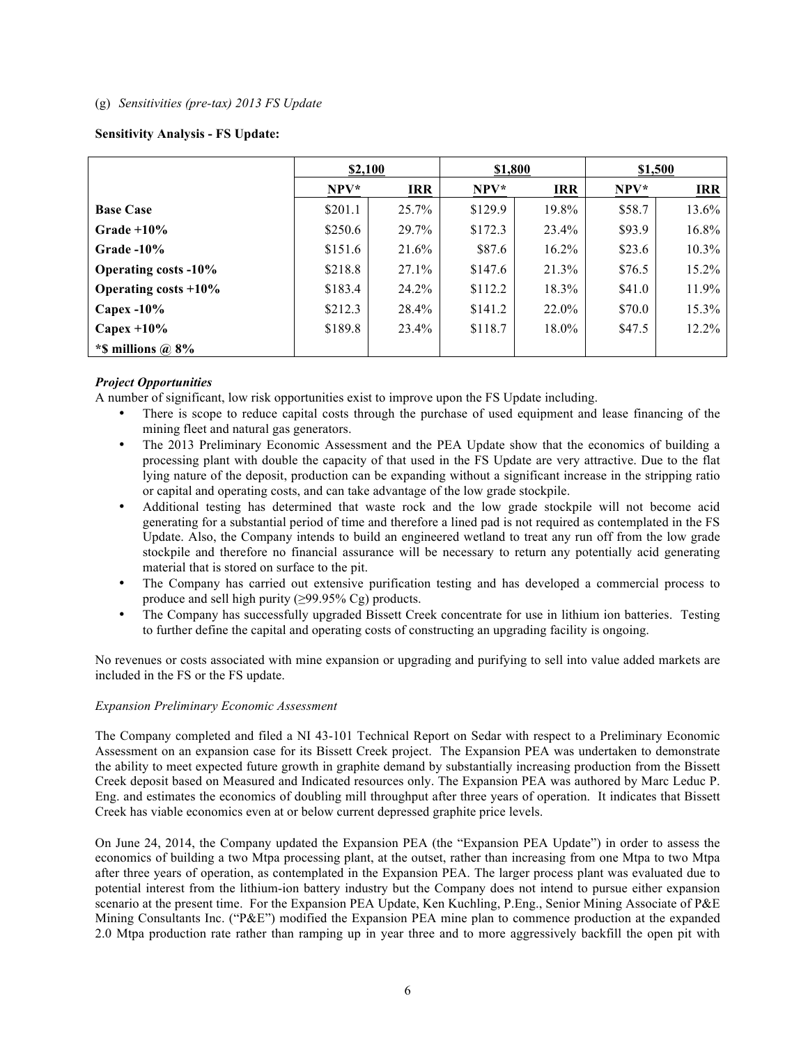(g) *Sensitivities (pre-tax) 2013 FS Update*

**Sensitivity Analysis - FS Update:**

| | **$2,100** | | **$1,800** | | **$1,500** | |
|---|---|---|---|---|---|---|
| | **NPV*** | **IRR** | **NPV*** | **IRR** | **NPV*** | **IRR** |
| **Base Case** | $201.1 | 25.7% | $129.9 | 19.8% | $58.7 | 13.6% |
| **Grade +10%** | $250.6 | 29.7% | $172.3 | 23.4% | $93.9 | 16.8% |
| **Grade -10%** | $151.6 | 21.6% | $87.6 | 16.2% | $23.6 | 10.3% |
| **Operating costs -10%** | $218.8 | 27.1% | $147.6 | 21.3% | $76.5 | 15.2% |
| **Operating costs +10%** | $183.4 | 24.2% | $112.2 | 18.3% | $41.0 | 11.9% |
| **Capex -10%** | $212.3 | 28.4% | $141.2 | 22.0% | $70.0 | 15.3% |
| **Capex +10%** | $189.8 | 23.4% | $118.7 | 18.0% | $47.5 | 12.2% |
| ***$ millions @ 8%** | | | | | | |

***Project Opportunities***

A number of significant, low risk opportunities exist to improve upon the FS Update including.

- There is scope to reduce capital costs through the purchase of used equipment and lease financing of the mining fleet and natural gas generators.
- The 2013 Preliminary Economic Assessment and the PEA Update show that the economics of building a processing plant with double the capacity of that used in the FS Update are very attractive. Due to the flat lying nature of the deposit, production can be expanding without a significant increase in the stripping ratio or capital and operating costs, and can take advantage of the low grade stockpile.
- Additional testing has determined that waste rock and the low grade stockpile will not become acid generating for a substantial period of time and therefore a lined pad is not required as contemplated in the FS Update. Also, the Company intends to build an engineered wetland to treat any run off from the low grade stockpile and therefore no financial assurance will be necessary to return any potentially acid generating material that is stored on surface to the pit.
- The Company has carried out extensive purification testing and has developed a commercial process to produce and sell high purity (≥99.95% Cg) products.
- The Company has successfully upgraded Bissett Creek concentrate for use in lithium ion batteries. Testing to further define the capital and operating costs of constructing an upgrading facility is ongoing.

No revenues or costs associated with mine expansion or upgrading and purifying to sell into value added markets are included in the FS or the FS update.

*Expansion Preliminary Economic Assessment*

The Company completed and filed a NI 43-101 Technical Report on Sedar with respect to a Preliminary Economic Assessment on an expansion case for its Bissett Creek project. The Expansion PEA was undertaken to demonstrate the ability to meet expected future growth in graphite demand by substantially increasing production from the Bissett Creek deposit based on Measured and Indicated resources only. The Expansion PEA was authored by Marc Leduc P. Eng. and estimates the economics of doubling mill throughput after three years of operation. It indicates that Bissett Creek has viable economics even at or below current depressed graphite price levels.

On June 24, 2014, the Company updated the Expansion PEA (the "Expansion PEA Update") in order to assess the economics of building a two Mtpa processing plant, at the outset, rather than increasing from one Mtpa to two Mtpa after three years of operation, as contemplated in the Expansion PEA. The larger process plant was evaluated due to potential interest from the lithium-ion battery industry but the Company does not intend to pursue either expansion scenario at the present time. For the Expansion PEA Update, Ken Kuchling, P.Eng., Senior Mining Associate of P&E Mining Consultants Inc. ("P&E") modified the Expansion PEA mine plan to commence production at the expanded 2.0 Mtpa production rate rather than ramping up in year three and to more aggressively backfill the open pit with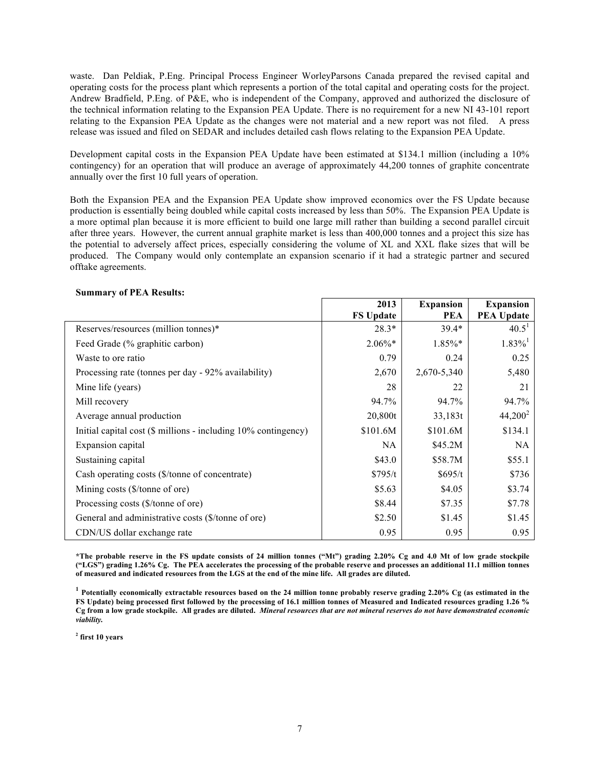waste. Dan Peldiak, P.Eng. Principal Process Engineer WorleyParsons Canada prepared the revised capital and operating costs for the process plant which represents a portion of the total capital and operating costs for the project. Andrew Bradfield, P.Eng. of P&E, who is independent of the Company, approved and authorized the disclosure of the technical information relating to the Expansion PEA Update. There is no requirement for a new NI 43-101 report relating to the Expansion PEA Update as the changes were not material and a new report was not filed. A press release was issued and filed on SEDAR and includes detailed cash flows relating to the Expansion PEA Update.

Development capital costs in the Expansion PEA Update have been estimated at $134.1 million (including a 10% contingency) for an operation that will produce an average of approximately 44,200 tonnes of graphite concentrate annually over the first 10 full years of operation.

Both the Expansion PEA and the Expansion PEA Update show improved economics over the FS Update because production is essentially being doubled while capital costs increased by less than 50%. The Expansion PEA Update is a more optimal plan because it is more efficient to build one large mill rather than building a second parallel circuit after three years. However, the current annual graphite market is less than 400,000 tonnes and a project this size has the potential to adversely affect prices, especially considering the volume of XL and XXL flake sizes that will be produced. The Company would only contemplate an expansion scenario if it had a strategic partner and secured offtake agreements.

**Summary of PEA Results:**

| | **2013 FS Update** | **Expansion PEA** | **Expansion PEA Update** |
|---|---|---|---|
| Reserves/resources (million tonnes)* | 28.3* | 39.4* | 40.5[1] |
| Feed Grade (% graphitic carbon) | 2.06%* | 1.85%* | 1.83%[1] |
| Waste to ore ratio | 0.79 | 0.24 | 0.25 |
| Processing rate (tonnes per day - 92% availability) | 2,670 | 2,670-5,340 | 5,480 |
| Mine life (years) | 28 | 22 | 21 |
| Mill recovery | 94.7% | 94.7% | 94.7% |
| Average annual production | 20,800t | 33,183t | 44,200[2] |
| Initial capital cost ($ millions - including 10% contingency) | $101.6M | $101.6M | $134.1 |
| Expansion capital | NA | $45.2M | NA |
| Sustaining capital | $43.0 | $58.7M | $55.1 |
| Cash operating costs ($/tonne of concentrate) | $795/t | $695/t | $736 |
| Mining costs ($/tonne of ore) | $5.63 | $4.05 | $3.74 |
| Processing costs ($/tonne of ore) | $8.44 | $7.35 | $7.78 |
| General and administrative costs ($/tonne of ore) | $2.50 | $1.45 | $1.45 |
| CDN/US dollar exchange rate | 0.95 | 0.95 | 0.95 |

**\*The probable reserve in the FS update consists of 24 million tonnes ("Mt") grading 2.20% Cg and 4.0 Mt of low grade stockpile ("LGS") grading 1.26% Cg. The PEA accelerates the processing of the probable reserve and processes an additional 11.1 million tonnes of measured and indicated resources from the LGS at the end of the mine life. All grades are diluted.**

**[1] Potentially economically extractable resources based on the 24 million tonne probably reserve grading 2.20% Cg (as estimated in the FS Update) being processed first followed by the processing of 16.1 million tonnes of Measured and Indicated resources grading 1.26 % Cg from a low grade stockpile. All grades are diluted. *Mineral resources that are not mineral reserves do not have demonstrated economic viability.***

**[2] first 10 years**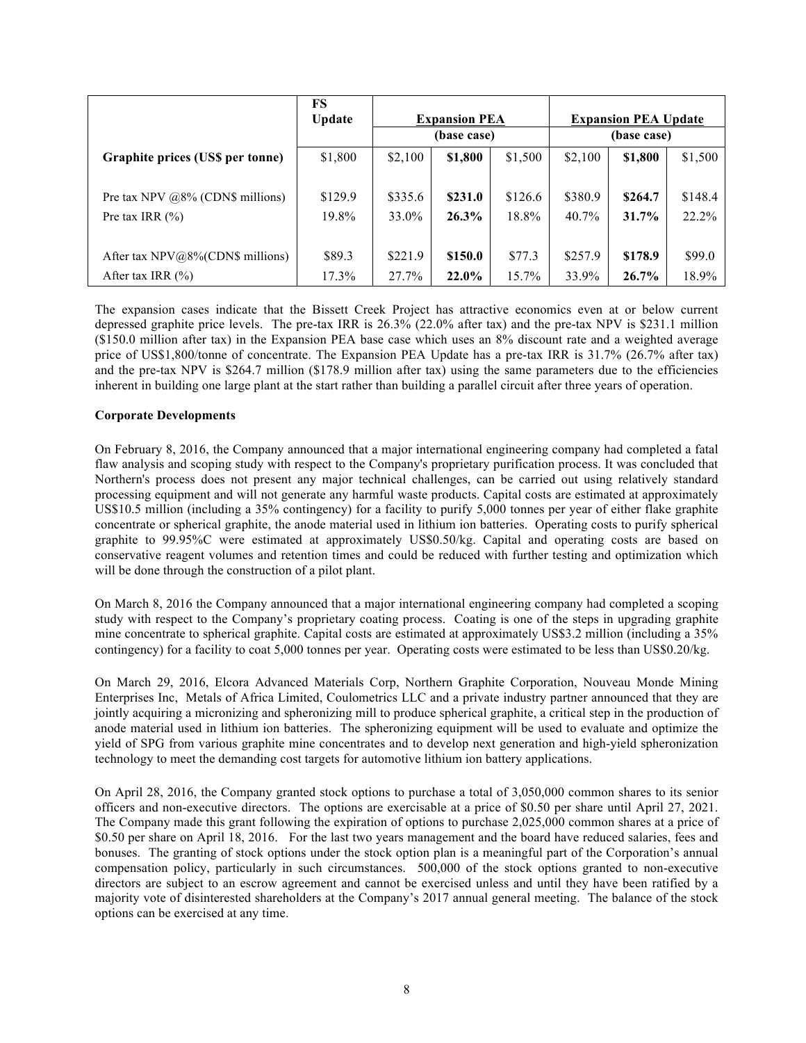| | FS Update | Expansion PEA (base case) | | | Expansion PEA Update (base case) | | |
|---|---|---|---|---|---|---|---|
| **Graphite prices (US$ per tonne)** | $1,800 | $2,100 | **$1,800** | $1,500 | $2,100 | **$1,800** | $1,500 |
| Pre tax NPV @8% (CDN$ millions) | $129.9 | $335.6 | **$231.0** | $126.6 | $380.9 | **$264.7** | $148.4 |
| Pre tax IRR (%) | 19.8% | 33.0% | **26.3%** | 18.8% | 40.7% | **31.7%** | 22.2% |
| After tax NPV@8%(CDN$ millions) | $89.3 | $221.9 | **$150.0** | $77.3 | $257.9 | **$178.9** | $99.0 |
| After tax IRR (%) | 17.3% | 27.7% | **22.0%** | 15.7% | 33.9% | **26.7%** | 18.9% |

The expansion cases indicate that the Bissett Creek Project has attractive economics even at or below current depressed graphite price levels. The pre-tax IRR is 26.3% (22.0% after tax) and the pre-tax NPV is $231.1 million ($150.0 million after tax) in the Expansion PEA base case which uses an 8% discount rate and a weighted average price of US$1,800/tonne of concentrate. The Expansion PEA Update has a pre-tax IRR is 31.7% (26.7% after tax) and the pre-tax NPV is $264.7 million ($178.9 million after tax) using the same parameters due to the efficiencies inherent in building one large plant at the start rather than building a parallel circuit after three years of operation.

**Corporate Developments**

On February 8, 2016, the Company announced that a major international engineering company had completed a fatal flaw analysis and scoping study with respect to the Company's proprietary purification process. It was concluded that Northern's process does not present any major technical challenges, can be carried out using relatively standard processing equipment and will not generate any harmful waste products. Capital costs are estimated at approximately US$10.5 million (including a 35% contingency) for a facility to purify 5,000 tonnes per year of either flake graphite concentrate or spherical graphite, the anode material used in lithium ion batteries. Operating costs to purify spherical graphite to 99.95%C were estimated at approximately US$0.50/kg. Capital and operating costs are based on conservative reagent volumes and retention times and could be reduced with further testing and optimization which will be done through the construction of a pilot plant.

On March 8, 2016 the Company announced that a major international engineering company had completed a scoping study with respect to the Company's proprietary coating process. Coating is one of the steps in upgrading graphite mine concentrate to spherical graphite. Capital costs are estimated at approximately US$3.2 million (including a 35% contingency) for a facility to coat 5,000 tonnes per year. Operating costs were estimated to be less than US$0.20/kg.

On March 29, 2016, Elcora Advanced Materials Corp, Northern Graphite Corporation, Nouveau Monde Mining Enterprises Inc, Metals of Africa Limited, Coulometrics LLC and a private industry partner announced that they are jointly acquiring a micronizing and spheronizing mill to produce spherical graphite, a critical step in the production of anode material used in lithium ion batteries. The spheronizing equipment will be used to evaluate and optimize the yield of SPG from various graphite mine concentrates and to develop next generation and high-yield spheronization technology to meet the demanding cost targets for automotive lithium ion battery applications.

On April 28, 2016, the Company granted stock options to purchase a total of 3,050,000 common shares to its senior officers and non-executive directors. The options are exercisable at a price of $0.50 per share until April 27, 2021. The Company made this grant following the expiration of options to purchase 2,025,000 common shares at a price of $0.50 per share on April 18, 2016. For the last two years management and the board have reduced salaries, fees and bonuses. The granting of stock options under the stock option plan is a meaningful part of the Corporation's annual compensation policy, particularly in such circumstances. 500,000 of the stock options granted to non-executive directors are subject to an escrow agreement and cannot be exercised unless and until they have been ratified by a majority vote of disinterested shareholders at the Company's 2017 annual general meeting. The balance of the stock options can be exercised at any time.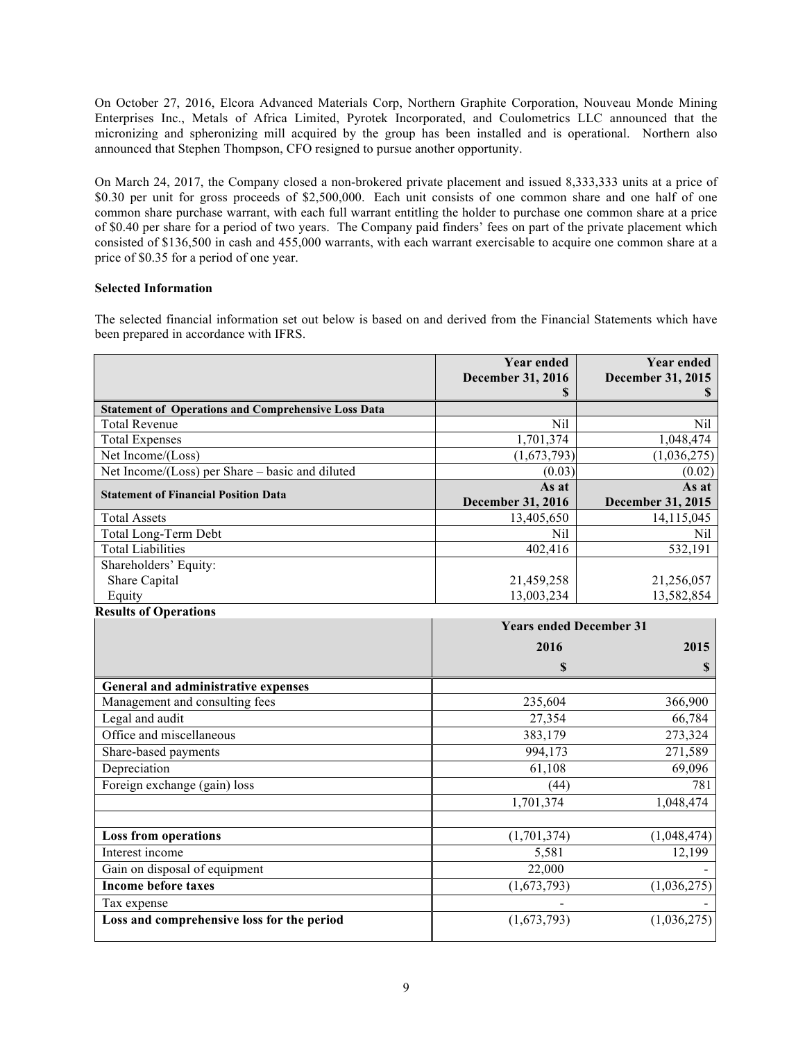On October 27, 2016, Elcora Advanced Materials Corp, Northern Graphite Corporation, Nouveau Monde Mining Enterprises Inc., Metals of Africa Limited, Pyrotek Incorporated, and Coulometrics LLC announced that the micronizing and spheronizing mill acquired by the group has been installed and is operational. Northern also announced that Stephen Thompson, CFO resigned to pursue another opportunity.

On March 24, 2017, the Company closed a non-brokered private placement and issued 8,333,333 units at a price of $0.30 per unit for gross proceeds of $2,500,000. Each unit consists of one common share and one half of one common share purchase warrant, with each full warrant entitling the holder to purchase one common share at a price of $0.40 per share for a period of two years. The Company paid finders' fees on part of the private placement which consisted of $136,500 in cash and 455,000 warrants, with each warrant exercisable to acquire one common share at a price of $0.35 for a period of one year.

**Selected Information**

The selected financial information set out below is based on and derived from the Financial Statements which have been prepared in accordance with IFRS.

| | Year ended December 31, 2016 $ | Year ended December 31, 2015 $ |
|---|---:|---:|
| **Statement of Operations and Comprehensive Loss Data** | | |
| Total Revenue | Nil | Nil |
| Total Expenses | 1,701,374 | 1,048,474 |
| Net Income/(Loss) | (1,673,793) | (1,036,275) |
| Net Income/(Loss) per Share – basic and diluted | (0.03) | (0.02) |
| **Statement of Financial Position Data** | **As at December 31, 2016** | **As at December 31, 2015** |
| Total Assets | 13,405,650 | 14,115,045 |
| Total Long-Term Debt | Nil | Nil |
| Total Liabilities | 402,416 | 532,191 |
| Shareholders' Equity: | | |
| Share Capital | 21,459,258 | 21,256,057 |
| Equity | 13,003,234 | 13,582,854 |

**Results of Operations**

| | Years ended December 31 | |
|---|---:|---:|
| | **2016** | **2015** |
| | **$** | **$** |
| **General and administrative expenses** | | |
| Management and consulting fees | 235,604 | 366,900 |
| Legal and audit | 27,354 | 66,784 |
| Office and miscellaneous | 383,179 | 273,324 |
| Share-based payments | 994,173 | 271,589 |
| Depreciation | 61,108 | 69,096 |
| Foreign exchange (gain) loss | (44) | 781 |
| | 1,701,374 | 1,048,474 |
| | | |
| **Loss from operations** | (1,701,374) | (1,048,474) |
| Interest income | 5,581 | 12,199 |
| Gain on disposal of equipment | 22,000 | - |
| **Income before taxes** | (1,673,793) | (1,036,275) |
| Tax expense | - | - |
| **Loss and comprehensive loss for the period** | (1,673,793) | (1,036,275) |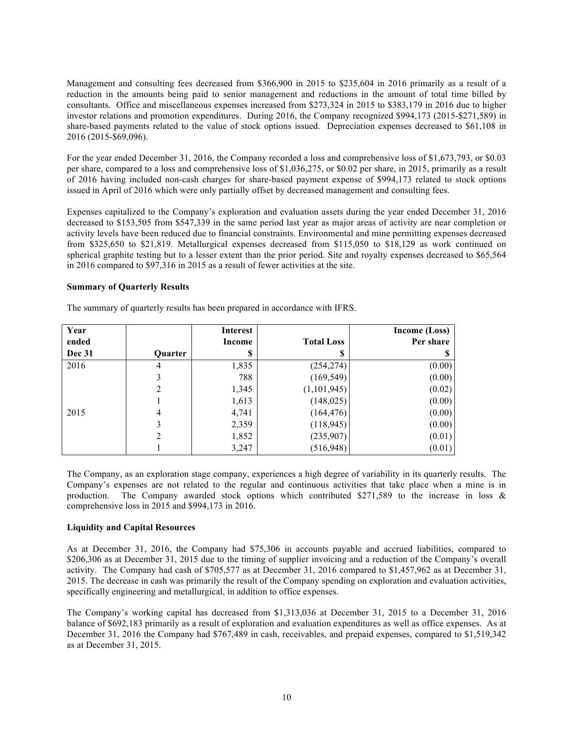Management and consulting fees decreased from $366,900 in 2015 to $235,604 in 2016 primarily as a result of a reduction in the amounts being paid to senior management and reductions in the amount of total time billed by consultants. Office and miscellaneous expenses increased from $273,324 in 2015 to $383,179 in 2016 due to higher investor relations and promotion expenditures. During 2016, the Company recognized $994,173 (2015-$271,589) in share-based payments related to the value of stock options issued. Depreciation expenses decreased to $61,108 in 2016 (2015-$69,096).

For the year ended December 31, 2016, the Company recorded a loss and comprehensive loss of $1,673,793, or $0.03 per share, compared to a loss and comprehensive loss of $1,036,275, or $0.02 per share, in 2015, primarily as a result of 2016 having included non-cash charges for share-based payment expense of $994,173 related to stock options issued in April of 2016 which were only partially offset by decreased management and consulting fees.

Expenses capitalized to the Company's exploration and evaluation assets during the year ended December 31, 2016 decreased to $153,505 from $547,339 in the same period last year as major areas of activity are near completion or activity levels have been reduced due to financial constraints. Environmental and mine permitting expenses decreased from $325,650 to $21,819. Metallurgical expenses decreased from $115,050 to $18,129 as work continued on spherical graphite testing but to a lesser extent than the prior period. Site and royalty expenses decreased to $65,564 in 2016 compared to $97,316 in 2015 as a result of fewer activities at the site.

**Summary of Quarterly Results**

The summary of quarterly results has been prepared in accordance with IFRS.

| Year ended Dec 31 | Quarter | Interest Income $ | Total Loss $ | Income (Loss) Per share $ |
|---|---|---|---|---|
| 2016 | 4 | 1,835 | (254,274) | (0.00) |
| | 3 | 788 | (169,549) | (0.00) |
| | 2 | 1,345 | (1,101,945) | (0.02) |
| | 1 | 1,613 | (148,025) | (0.00) |
| 2015 | 4 | 4,741 | (164,476) | (0.00) |
| | 3 | 2,359 | (118,945) | (0.00) |
| | 2 | 1,852 | (235,907) | (0.01) |
| | 1 | 3,247 | (516,948) | (0.01) |

The Company, as an exploration stage company, experiences a high degree of variability in its quarterly results. The Company's expenses are not related to the regular and continuous activities that take place when a mine is in production. The Company awarded stock options which contributed $271,589 to the increase in loss & comprehensive loss in 2015 and $994,173 in 2016.

**Liquidity and Capital Resources**

As at December 31, 2016, the Company had $75,306 in accounts payable and accrued liabilities, compared to $206,306 as at December 31, 2015 due to the timing of supplier invoicing and a reduction of the Company's overall activity. The Company had cash of $705,577 as at December 31, 2016 compared to $1,457,962 as at December 31, 2015. The decrease in cash was primarily the result of the Company spending on exploration and evaluation activities, specifically engineering and metallurgical, in addition to office expenses.

The Company's working capital has decreased from $1,313,036 at December 31, 2015 to a December 31, 2016 balance of $692,183 primarily as a result of exploration and evaluation expenditures as well as office expenses. As at December 31, 2016 the Company had $767,489 in cash, receivables, and prepaid expenses, compared to $1,519,342 as at December 31, 2015.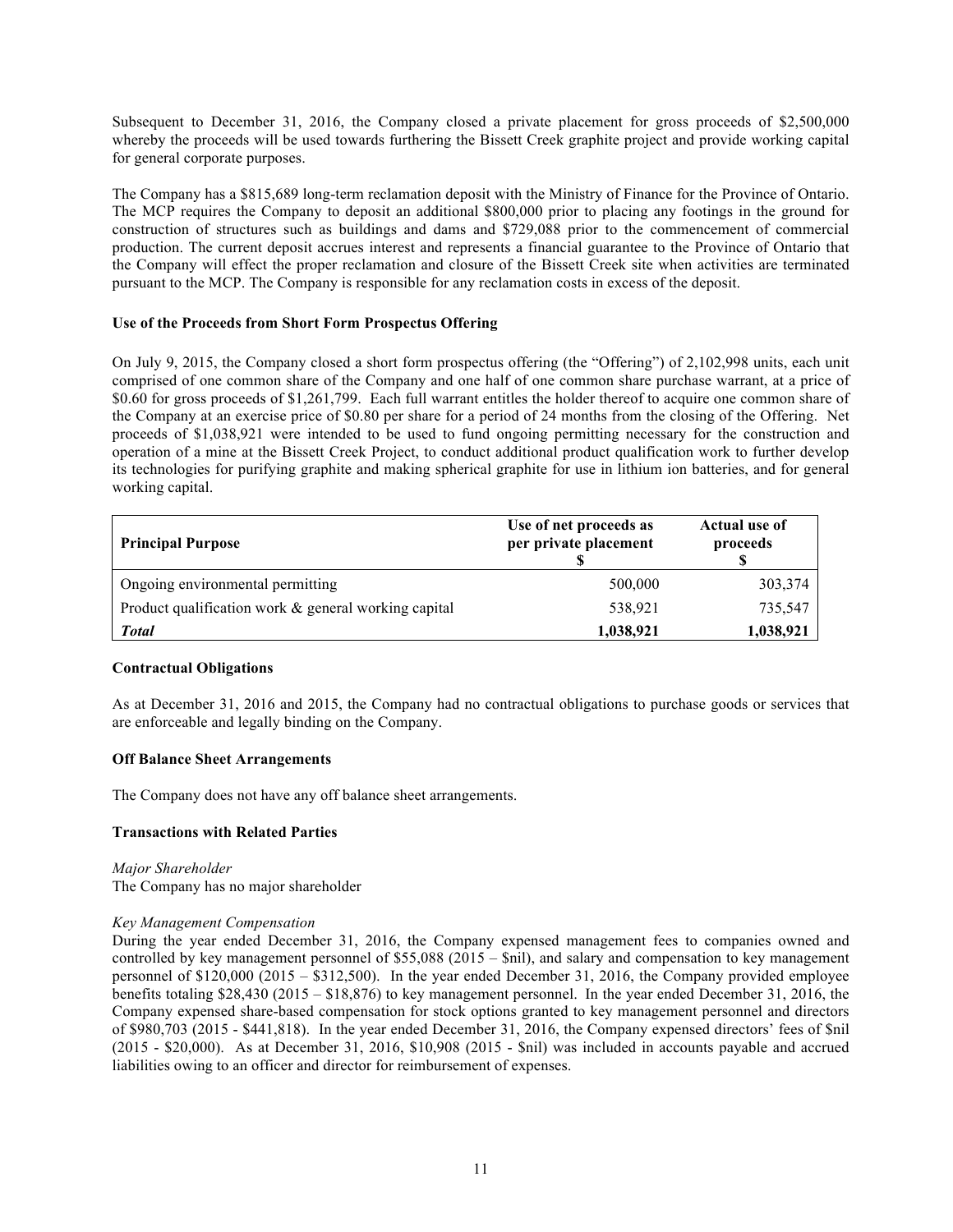Subsequent to December 31, 2016, the Company closed a private placement for gross proceeds of $2,500,000 whereby the proceeds will be used towards furthering the Bissett Creek graphite project and provide working capital for general corporate purposes.

The Company has a $815,689 long-term reclamation deposit with the Ministry of Finance for the Province of Ontario. The MCP requires the Company to deposit an additional $800,000 prior to placing any footings in the ground for construction of structures such as buildings and dams and $729,088 prior to the commencement of commercial production. The current deposit accrues interest and represents a financial guarantee to the Province of Ontario that the Company will effect the proper reclamation and closure of the Bissett Creek site when activities are terminated pursuant to the MCP. The Company is responsible for any reclamation costs in excess of the deposit.

**Use of the Proceeds from Short Form Prospectus Offering**

On July 9, 2015, the Company closed a short form prospectus offering (the "Offering") of 2,102,998 units, each unit comprised of one common share of the Company and one half of one common share purchase warrant, at a price of $0.60 for gross proceeds of $1,261,799. Each full warrant entitles the holder thereof to acquire one common share of the Company at an exercise price of $0.80 per share for a period of 24 months from the closing of the Offering. Net proceeds of $1,038,921 were intended to be used to fund ongoing permitting necessary for the construction and operation of a mine at the Bissett Creek Project, to conduct additional product qualification work to further develop its technologies for purifying graphite and making spherical graphite for use in lithium ion batteries, and for general working capital.

| Principal Purpose | Use of net proceeds as per private placement<br>$ | Actual use of proceeds<br>$ |
|---|---:|---:|
| Ongoing environmental permitting | 500,000 | 303,374 |
| Product qualification work & general working capital | 538,921 | 735,547 |
| ***Total*** | **1,038,921** | **1,038,921** |

**Contractual Obligations**

As at December 31, 2016 and 2015, the Company had no contractual obligations to purchase goods or services that are enforceable and legally binding on the Company.

**Off Balance Sheet Arrangements**

The Company does not have any off balance sheet arrangements.

**Transactions with Related Parties**

*Major Shareholder*
The Company has no major shareholder

*Key Management Compensation*
During the year ended December 31, 2016, the Company expensed management fees to companies owned and controlled by key management personnel of $55,088 (2015 – $nil), and salary and compensation to key management personnel of $120,000 (2015 – $312,500). In the year ended December 31, 2016, the Company provided employee benefits totaling $28,430 (2015 – $18,876) to key management personnel. In the year ended December 31, 2016, the Company expensed share-based compensation for stock options granted to key management personnel and directors of $980,703 (2015 - $441,818). In the year ended December 31, 2016, the Company expensed directors' fees of $nil (2015 - $20,000). As at December 31, 2016, $10,908 (2015 - $nil) was included in accounts payable and accrued liabilities owing to an officer and director for reimbursement of expenses.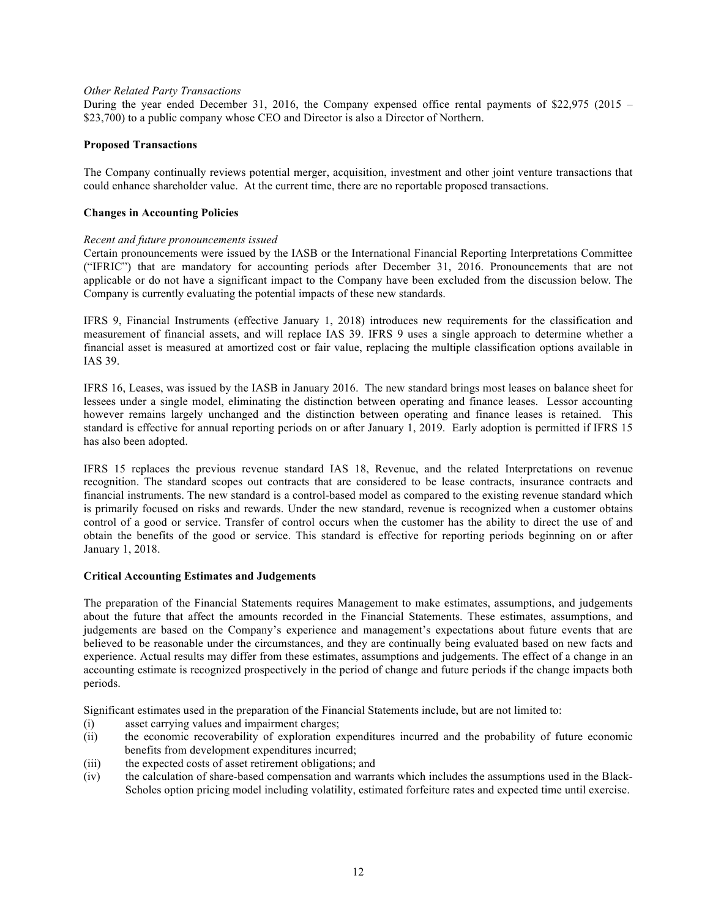*Other Related Party Transactions*

During the year ended December 31, 2016, the Company expensed office rental payments of $22,975 (2015 – $23,700) to a public company whose CEO and Director is also a Director of Northern.

## Proposed Transactions

The Company continually reviews potential merger, acquisition, investment and other joint venture transactions that could enhance shareholder value. At the current time, there are no reportable proposed transactions.

## Changes in Accounting Policies

*Recent and future pronouncements issued*

Certain pronouncements were issued by the IASB or the International Financial Reporting Interpretations Committee ("IFRIC") that are mandatory for accounting periods after December 31, 2016. Pronouncements that are not applicable or do not have a significant impact to the Company have been excluded from the discussion below. The Company is currently evaluating the potential impacts of these new standards.

IFRS 9, Financial Instruments (effective January 1, 2018) introduces new requirements for the classification and measurement of financial assets, and will replace IAS 39. IFRS 9 uses a single approach to determine whether a financial asset is measured at amortized cost or fair value, replacing the multiple classification options available in IAS 39.

IFRS 16, Leases, was issued by the IASB in January 2016. The new standard brings most leases on balance sheet for lessees under a single model, eliminating the distinction between operating and finance leases. Lessor accounting however remains largely unchanged and the distinction between operating and finance leases is retained. This standard is effective for annual reporting periods on or after January 1, 2019. Early adoption is permitted if IFRS 15 has also been adopted.

IFRS 15 replaces the previous revenue standard IAS 18, Revenue, and the related Interpretations on revenue recognition. The standard scopes out contracts that are considered to be lease contracts, insurance contracts and financial instruments. The new standard is a control-based model as compared to the existing revenue standard which is primarily focused on risks and rewards. Under the new standard, revenue is recognized when a customer obtains control of a good or service. Transfer of control occurs when the customer has the ability to direct the use of and obtain the benefits of the good or service. This standard is effective for reporting periods beginning on or after January 1, 2018.

## Critical Accounting Estimates and Judgements

The preparation of the Financial Statements requires Management to make estimates, assumptions, and judgements about the future that affect the amounts recorded in the Financial Statements. These estimates, assumptions, and judgements are based on the Company's experience and management's expectations about future events that are believed to be reasonable under the circumstances, and they are continually being evaluated based on new facts and experience. Actual results may differ from these estimates, assumptions and judgements. The effect of a change in an accounting estimate is recognized prospectively in the period of change and future periods if the change impacts both periods.

Significant estimates used in the preparation of the Financial Statements include, but are not limited to:

(i) asset carrying values and impairment charges;

(ii) the economic recoverability of exploration expenditures incurred and the probability of future economic benefits from development expenditures incurred;

(iii) the expected costs of asset retirement obligations; and

(iv) the calculation of share-based compensation and warrants which includes the assumptions used in the Black-Scholes option pricing model including volatility, estimated forfeiture rates and expected time until exercise.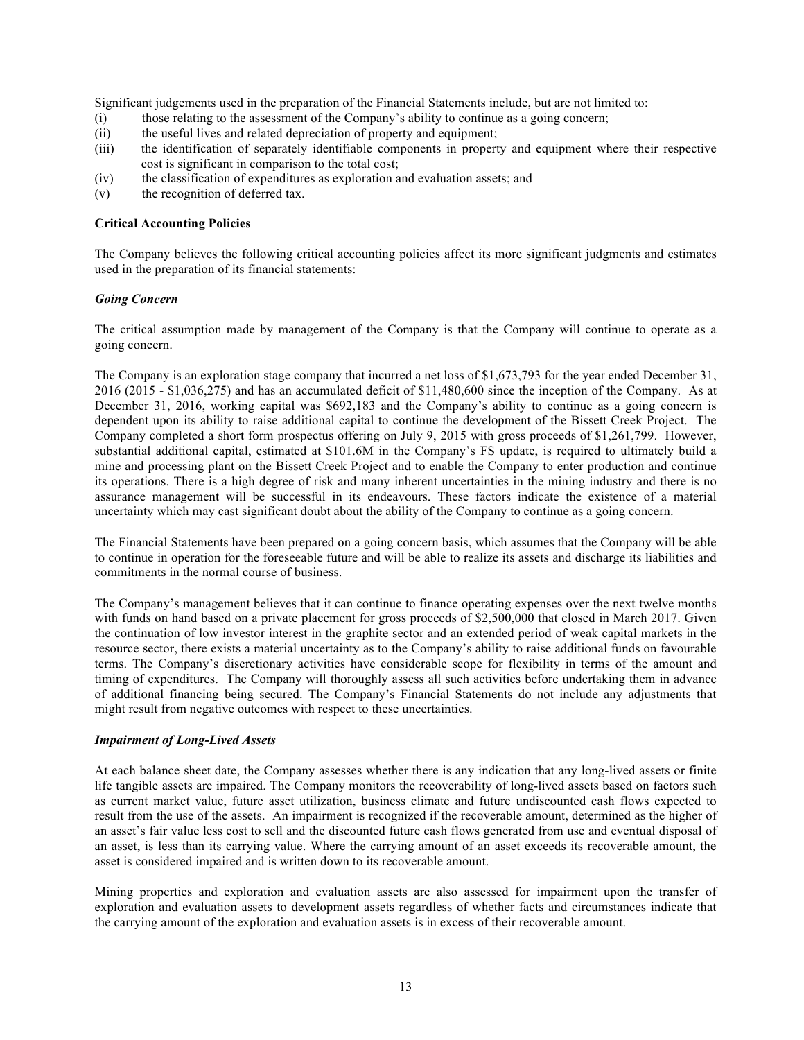Significant judgements used in the preparation of the Financial Statements include, but are not limited to:

- (i) those relating to the assessment of the Company's ability to continue as a going concern;
- (ii) the useful lives and related depreciation of property and equipment;
- (iii) the identification of separately identifiable components in property and equipment where their respective cost is significant in comparison to the total cost;
- (iv) the classification of expenditures as exploration and evaluation assets; and
- (v) the recognition of deferred tax.

**Critical Accounting Policies**

The Company believes the following critical accounting policies affect its more significant judgments and estimates used in the preparation of its financial statements:

***Going Concern***

The critical assumption made by management of the Company is that the Company will continue to operate as a going concern.

The Company is an exploration stage company that incurred a net loss of $1,673,793 for the year ended December 31, 2016 (2015 - $1,036,275) and has an accumulated deficit of $11,480,600 since the inception of the Company. As at December 31, 2016, working capital was $692,183 and the Company's ability to continue as a going concern is dependent upon its ability to raise additional capital to continue the development of the Bissett Creek Project. The Company completed a short form prospectus offering on July 9, 2015 with gross proceeds of $1,261,799. However, substantial additional capital, estimated at $101.6M in the Company's FS update, is required to ultimately build a mine and processing plant on the Bissett Creek Project and to enable the Company to enter production and continue its operations. There is a high degree of risk and many inherent uncertainties in the mining industry and there is no assurance management will be successful in its endeavours. These factors indicate the existence of a material uncertainty which may cast significant doubt about the ability of the Company to continue as a going concern.

The Financial Statements have been prepared on a going concern basis, which assumes that the Company will be able to continue in operation for the foreseeable future and will be able to realize its assets and discharge its liabilities and commitments in the normal course of business.

The Company's management believes that it can continue to finance operating expenses over the next twelve months with funds on hand based on a private placement for gross proceeds of $2,500,000 that closed in March 2017. Given the continuation of low investor interest in the graphite sector and an extended period of weak capital markets in the resource sector, there exists a material uncertainty as to the Company's ability to raise additional funds on favourable terms. The Company's discretionary activities have considerable scope for flexibility in terms of the amount and timing of expenditures. The Company will thoroughly assess all such activities before undertaking them in advance of additional financing being secured. The Company's Financial Statements do not include any adjustments that might result from negative outcomes with respect to these uncertainties.

***Impairment of Long-Lived Assets***

At each balance sheet date, the Company assesses whether there is any indication that any long-lived assets or finite life tangible assets are impaired. The Company monitors the recoverability of long-lived assets based on factors such as current market value, future asset utilization, business climate and future undiscounted cash flows expected to result from the use of the assets. An impairment is recognized if the recoverable amount, determined as the higher of an asset's fair value less cost to sell and the discounted future cash flows generated from use and eventual disposal of an asset, is less than its carrying value. Where the carrying amount of an asset exceeds its recoverable amount, the asset is considered impaired and is written down to its recoverable amount.

Mining properties and exploration and evaluation assets are also assessed for impairment upon the transfer of exploration and evaluation assets to development assets regardless of whether facts and circumstances indicate that the carrying amount of the exploration and evaluation assets is in excess of their recoverable amount.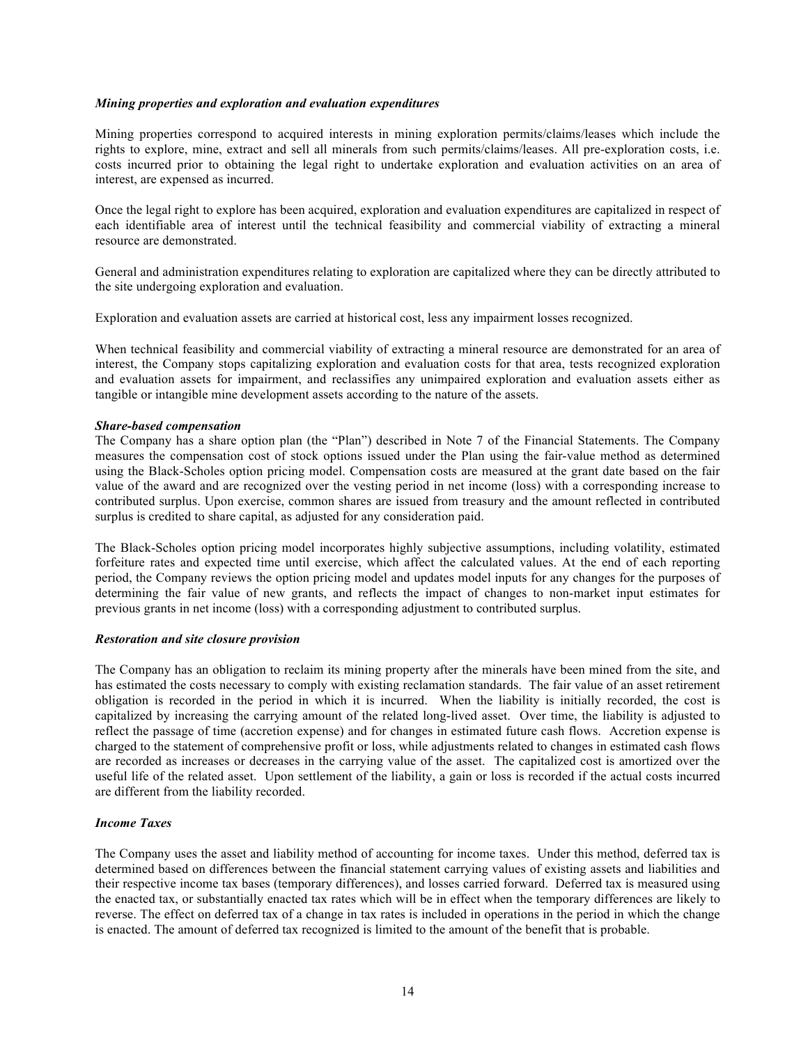***Mining properties and exploration and evaluation expenditures***

Mining properties correspond to acquired interests in mining exploration permits/claims/leases which include the rights to explore, mine, extract and sell all minerals from such permits/claims/leases. All pre-exploration costs, i.e. costs incurred prior to obtaining the legal right to undertake exploration and evaluation activities on an area of interest, are expensed as incurred.

Once the legal right to explore has been acquired, exploration and evaluation expenditures are capitalized in respect of each identifiable area of interest until the technical feasibility and commercial viability of extracting a mineral resource are demonstrated.

General and administration expenditures relating to exploration are capitalized where they can be directly attributed to the site undergoing exploration and evaluation.

Exploration and evaluation assets are carried at historical cost, less any impairment losses recognized.

When technical feasibility and commercial viability of extracting a mineral resource are demonstrated for an area of interest, the Company stops capitalizing exploration and evaluation costs for that area, tests recognized exploration and evaluation assets for impairment, and reclassifies any unimpaired exploration and evaluation assets either as tangible or intangible mine development assets according to the nature of the assets.

***Share-based compensation***

The Company has a share option plan (the "Plan") described in Note 7 of the Financial Statements. The Company measures the compensation cost of stock options issued under the Plan using the fair-value method as determined using the Black-Scholes option pricing model. Compensation costs are measured at the grant date based on the fair value of the award and are recognized over the vesting period in net income (loss) with a corresponding increase to contributed surplus. Upon exercise, common shares are issued from treasury and the amount reflected in contributed surplus is credited to share capital, as adjusted for any consideration paid.

The Black-Scholes option pricing model incorporates highly subjective assumptions, including volatility, estimated forfeiture rates and expected time until exercise, which affect the calculated values. At the end of each reporting period, the Company reviews the option pricing model and updates model inputs for any changes for the purposes of determining the fair value of new grants, and reflects the impact of changes to non-market input estimates for previous grants in net income (loss) with a corresponding adjustment to contributed surplus.

***Restoration and site closure provision***

The Company has an obligation to reclaim its mining property after the minerals have been mined from the site, and has estimated the costs necessary to comply with existing reclamation standards. The fair value of an asset retirement obligation is recorded in the period in which it is incurred. When the liability is initially recorded, the cost is capitalized by increasing the carrying amount of the related long-lived asset. Over time, the liability is adjusted to reflect the passage of time (accretion expense) and for changes in estimated future cash flows. Accretion expense is charged to the statement of comprehensive profit or loss, while adjustments related to changes in estimated cash flows are recorded as increases or decreases in the carrying value of the asset. The capitalized cost is amortized over the useful life of the related asset. Upon settlement of the liability, a gain or loss is recorded if the actual costs incurred are different from the liability recorded.

***Income Taxes***

The Company uses the asset and liability method of accounting for income taxes. Under this method, deferred tax is determined based on differences between the financial statement carrying values of existing assets and liabilities and their respective income tax bases (temporary differences), and losses carried forward. Deferred tax is measured using the enacted tax, or substantially enacted tax rates which will be in effect when the temporary differences are likely to reverse. The effect on deferred tax of a change in tax rates is included in operations in the period in which the change is enacted. The amount of deferred tax recognized is limited to the amount of the benefit that is probable.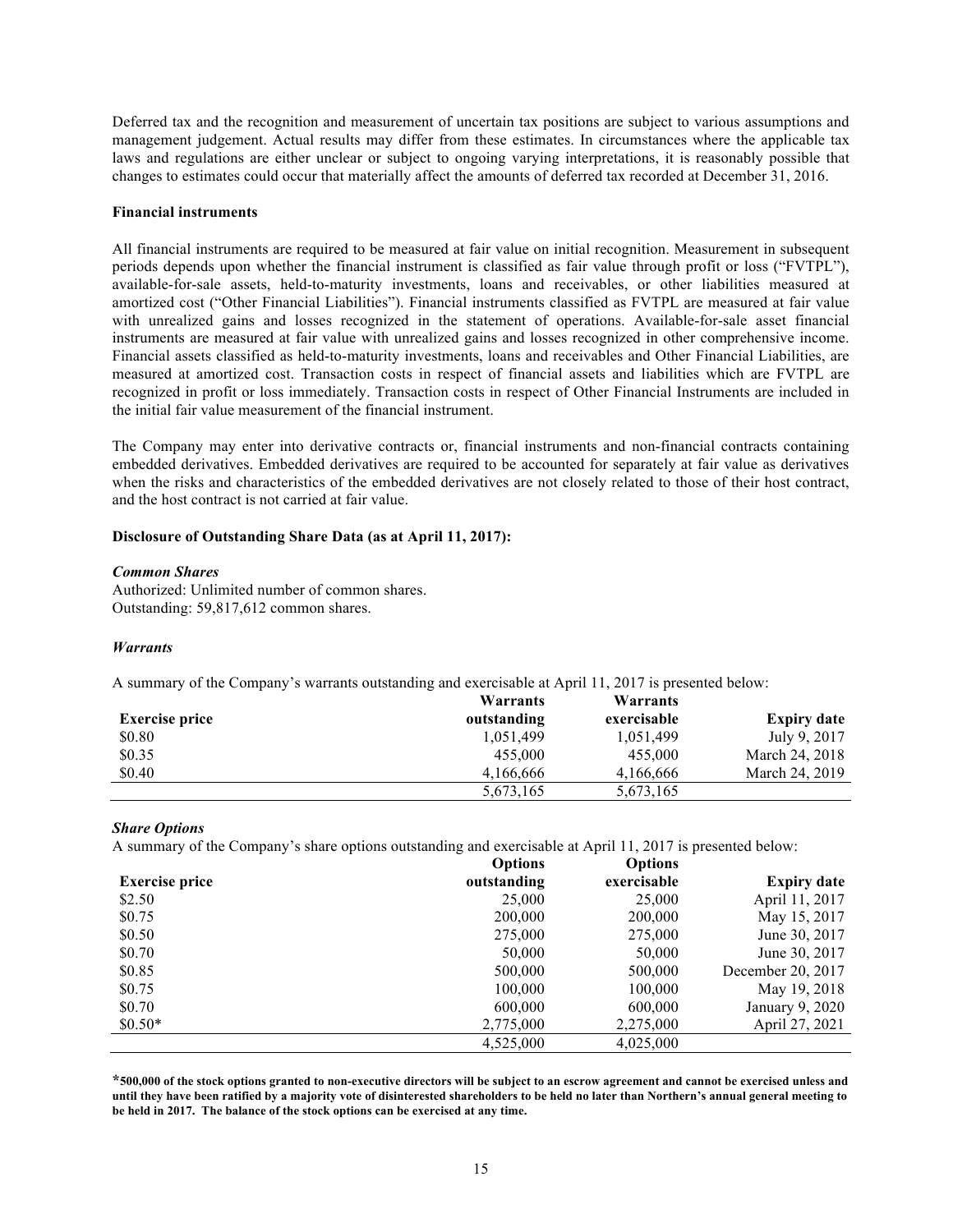Deferred tax and the recognition and measurement of uncertain tax positions are subject to various assumptions and management judgement. Actual results may differ from these estimates. In circumstances where the applicable tax laws and regulations are either unclear or subject to ongoing varying interpretations, it is reasonably possible that changes to estimates could occur that materially affect the amounts of deferred tax recorded at December 31, 2016.

**Financial instruments**

All financial instruments are required to be measured at fair value on initial recognition. Measurement in subsequent periods depends upon whether the financial instrument is classified as fair value through profit or loss ("FVTPL"), available-for-sale assets, held-to-maturity investments, loans and receivables, or other liabilities measured at amortized cost ("Other Financial Liabilities"). Financial instruments classified as FVTPL are measured at fair value with unrealized gains and losses recognized in the statement of operations. Available-for-sale asset financial instruments are measured at fair value with unrealized gains and losses recognized in other comprehensive income. Financial assets classified as held-to-maturity investments, loans and receivables and Other Financial Liabilities, are measured at amortized cost. Transaction costs in respect of financial assets and liabilities which are FVTPL are recognized in profit or loss immediately. Transaction costs in respect of Other Financial Instruments are included in the initial fair value measurement of the financial instrument.

The Company may enter into derivative contracts or, financial instruments and non-financial contracts containing embedded derivatives. Embedded derivatives are required to be accounted for separately at fair value as derivatives when the risks and characteristics of the embedded derivatives are not closely related to those of their host contract, and the host contract is not carried at fair value.

**Disclosure of Outstanding Share Data (as at April 11, 2017):**

***Common Shares***

Authorized: Unlimited number of common shares.
Outstanding: 59,817,612 common shares.

***Warrants***

A summary of the Company's warrants outstanding and exercisable at April 11, 2017 is presented below:

| Exercise price | Warrants outstanding | Warrants exercisable | Expiry date |
|---|---|---|---|
| $0.80 | 1,051,499 | 1,051,499 | July 9, 2017 |
| $0.35 | 455,000 | 455,000 | March 24, 2018 |
| $0.40 | 4,166,666 | 4,166,666 | March 24, 2019 |
| | 5,673,165 | 5,673,165 | |

***Share Options***

A summary of the Company's share options outstanding and exercisable at April 11, 2017 is presented below:

| Exercise price | Options outstanding | Options exercisable | Expiry date |
|---|---|---|---|
| $2.50 | 25,000 | 25,000 | April 11, 2017 |
| $0.75 | 200,000 | 200,000 | May 15, 2017 |
| $0.50 | 275,000 | 275,000 | June 30, 2017 |
| $0.70 | 50,000 | 50,000 | June 30, 2017 |
| $0.85 | 500,000 | 500,000 | December 20, 2017 |
| $0.75 | 100,000 | 100,000 | May 19, 2018 |
| $0.70 | 600,000 | 600,000 | January 9, 2020 |
| $0.50* | 2,775,000 | 2,275,000 | April 27, 2021 |
| | 4,525,000 | 4,025,000 | |

**\*500,000 of the stock options granted to non-executive directors will be subject to an escrow agreement and cannot be exercised unless and until they have been ratified by a majority vote of disinterested shareholders to be held no later than Northern's annual general meeting to be held in 2017. The balance of the stock options can be exercised at any time.**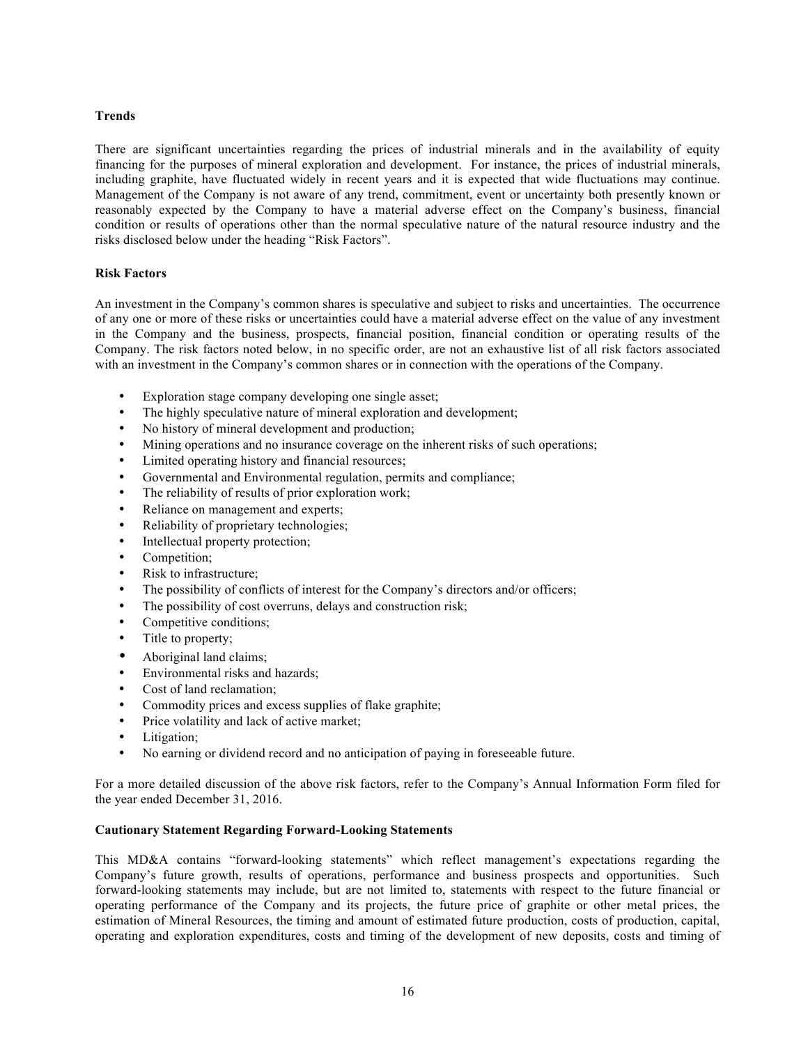**Trends**

There are significant uncertainties regarding the prices of industrial minerals and in the availability of equity financing for the purposes of mineral exploration and development. For instance, the prices of industrial minerals, including graphite, have fluctuated widely in recent years and it is expected that wide fluctuations may continue. Management of the Company is not aware of any trend, commitment, event or uncertainty both presently known or reasonably expected by the Company to have a material adverse effect on the Company's business, financial condition or results of operations other than the normal speculative nature of the natural resource industry and the risks disclosed below under the heading "Risk Factors".

**Risk Factors**

An investment in the Company's common shares is speculative and subject to risks and uncertainties. The occurrence of any one or more of these risks or uncertainties could have a material adverse effect on the value of any investment in the Company and the business, prospects, financial position, financial condition or operating results of the Company. The risk factors noted below, in no specific order, are not an exhaustive list of all risk factors associated with an investment in the Company's common shares or in connection with the operations of the Company.

- Exploration stage company developing one single asset;
- The highly speculative nature of mineral exploration and development;
- No history of mineral development and production;
- Mining operations and no insurance coverage on the inherent risks of such operations;
- Limited operating history and financial resources;
- Governmental and Environmental regulation, permits and compliance;
- The reliability of results of prior exploration work;
- Reliance on management and experts;
- Reliability of proprietary technologies;
- Intellectual property protection;
- Competition;
- Risk to infrastructure;
- The possibility of conflicts of interest for the Company's directors and/or officers;
- The possibility of cost overruns, delays and construction risk;
- Competitive conditions;
- Title to property;
- Aboriginal land claims;
- Environmental risks and hazards;
- Cost of land reclamation;
- Commodity prices and excess supplies of flake graphite;
- Price volatility and lack of active market;
- Litigation;
- No earning or dividend record and no anticipation of paying in foreseeable future.

For a more detailed discussion of the above risk factors, refer to the Company's Annual Information Form filed for the year ended December 31, 2016.

**Cautionary Statement Regarding Forward-Looking Statements**

This MD&A contains "forward-looking statements" which reflect management's expectations regarding the Company's future growth, results of operations, performance and business prospects and opportunities. Such forward-looking statements may include, but are not limited to, statements with respect to the future financial or operating performance of the Company and its projects, the future price of graphite or other metal prices, the estimation of Mineral Resources, the timing and amount of estimated future production, costs of production, capital, operating and exploration expenditures, costs and timing of the development of new deposits, costs and timing of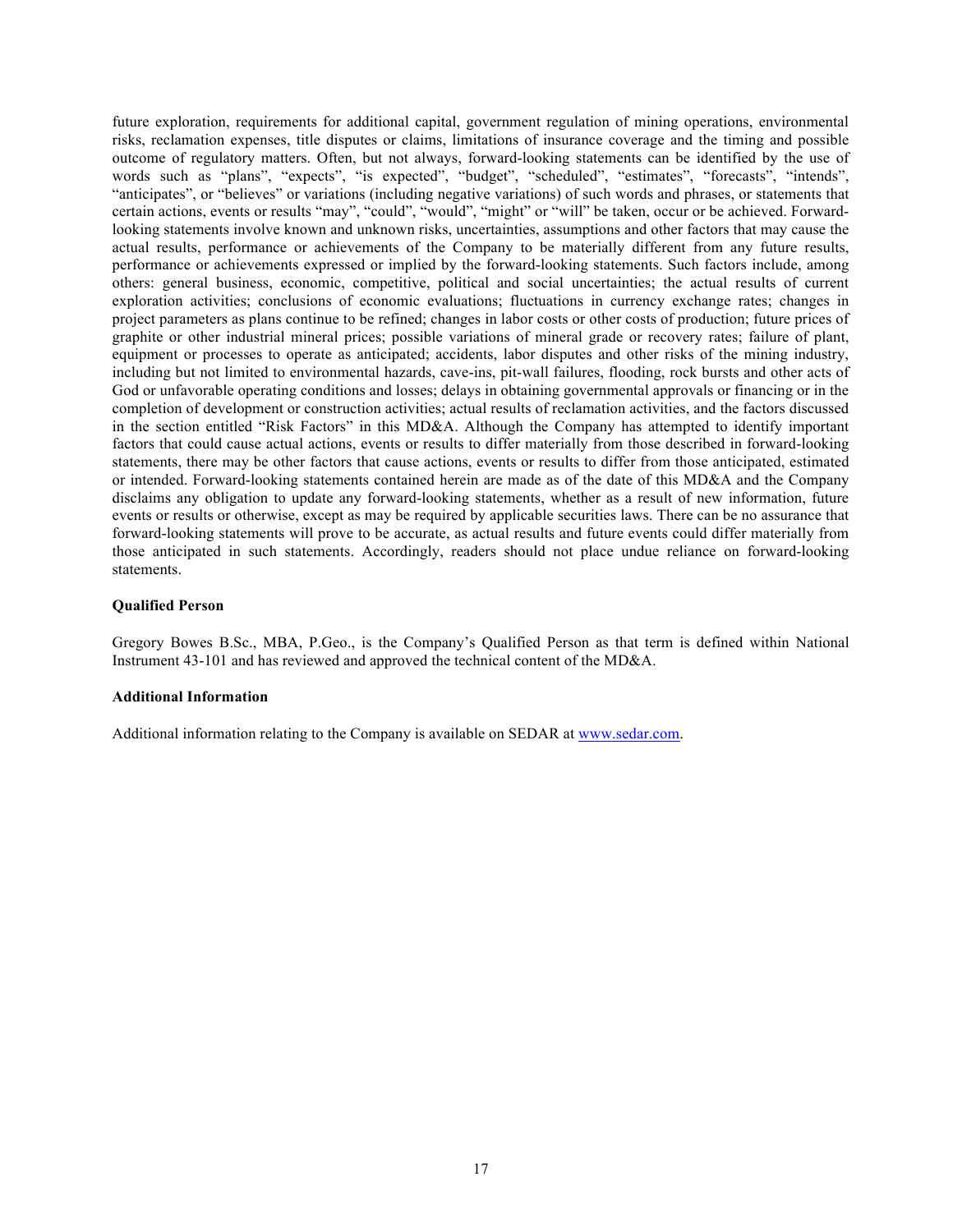future exploration, requirements for additional capital, government regulation of mining operations, environmental risks, reclamation expenses, title disputes or claims, limitations of insurance coverage and the timing and possible outcome of regulatory matters. Often, but not always, forward-looking statements can be identified by the use of words such as “plans”, “expects”, “is expected”, “budget”, “scheduled”, “estimates”, “forecasts”, “intends”, “anticipates”, or “believes” or variations (including negative variations) of such words and phrases, or statements that certain actions, events or results “may”, “could”, “would”, “might” or “will” be taken, occur or be achieved. Forward-looking statements involve known and unknown risks, uncertainties, assumptions and other factors that may cause the actual results, performance or achievements of the Company to be materially different from any future results, performance or achievements expressed or implied by the forward-looking statements. Such factors include, among others: general business, economic, competitive, political and social uncertainties; the actual results of current exploration activities; conclusions of economic evaluations; fluctuations in currency exchange rates; changes in project parameters as plans continue to be refined; changes in labor costs or other costs of production; future prices of graphite or other industrial mineral prices; possible variations of mineral grade or recovery rates; failure of plant, equipment or processes to operate as anticipated; accidents, labor disputes and other risks of the mining industry, including but not limited to environmental hazards, cave-ins, pit-wall failures, flooding, rock bursts and other acts of God or unfavorable operating conditions and losses; delays in obtaining governmental approvals or financing or in the completion of development or construction activities; actual results of reclamation activities, and the factors discussed in the section entitled “Risk Factors” in this MD&A. Although the Company has attempted to identify important factors that could cause actual actions, events or results to differ materially from those described in forward-looking statements, there may be other factors that cause actions, events or results to differ from those anticipated, estimated or intended. Forward-looking statements contained herein are made as of the date of this MD&A and the Company disclaims any obligation to update any forward-looking statements, whether as a result of new information, future events or results or otherwise, except as may be required by applicable securities laws. There can be no assurance that forward-looking statements will prove to be accurate, as actual results and future events could differ materially from those anticipated in such statements. Accordingly, readers should not place undue reliance on forward-looking statements.

**Qualified Person**

Gregory Bowes B.Sc., MBA, P.Geo., is the Company’s Qualified Person as that term is defined within National Instrument 43-101 and has reviewed and approved the technical content of the MD&A.

**Additional Information**

Additional information relating to the Company is available on SEDAR at www.sedar.com.